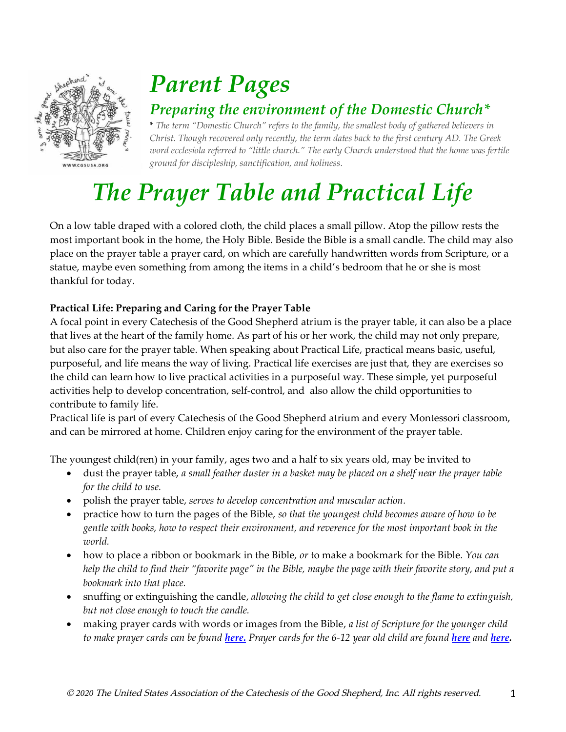# Parent Pages

## Preparing the environment of the Domestic Church*

*\* The term "Domestic Church" refers to the family, the smallest body of gathered believers in Christ. Though recovered only recently, the term dates back to the first century AD. The Greek word ecclesiola referred to "little church." The early Church understood that the home was fertile ground for discipleship, sanctification, and holiness.*

# The Prayer Table and Practical Life

On a low table draped with a colored cloth, the child places a small pillow. Atop the pillow rests the most important book in the home, the Holy Bible. Beside the Bible is a small candle. The child may also place on the prayer table a prayer card, on which are carefully handwritten words from Scripture, or a statue, maybe even something from among the items in a child's bedroom that he or she is most thankful for today.

**Practical Life: Preparing and Caring for the Prayer Table**

A focal point in every Catechesis of the Good Shepherd atrium is the prayer table, it can also be a place that lives at the heart of the family home. As part of his or her work, the child may not only prepare, but also care for the prayer table. When speaking about Practical Life, practical means basic, useful, purposeful, and life means the way of living. Practical life exercises are just that, they are exercises so the child can learn how to live practical activities in a purposeful way. These simple, yet purposeful activities help to develop concentration, self-control, and also allow the child opportunities to contribute to family life.

Practical life is part of every Catechesis of the Good Shepherd atrium and every Montessori classroom, and can be mirrored at home. Children enjoy caring for the environment of the prayer table.

The youngest child(ren) in your family, ages two and a half to six years old, may be invited to

- dust the prayer table, *a small feather duster in a basket may be placed on a shelf near the prayer table for the child to use.*
- polish the prayer table, *serves to develop concentration and muscular action.*
- practice how to turn the pages of the Bible, *so that the youngest child becomes aware of how to be gentle with books, how to respect their environment, and reverence for the most important book in the world.*
- how to place a ribbon or bookmark in the Bible, *or* to make a bookmark for the Bible. *You can help the child to find their "favorite page" in the Bible, maybe the page with their favorite story, and put a bookmark into that place.*
- snuffing or extinguishing the candle, *allowing the child to get close enough to the flame to extinguish, but not close enough to touch the candle.*
- making prayer cards with words or images from the Bible, *a list of Scripture for the younger child to make prayer cards can be found* ***here.*** *Prayer cards for the 6-12 year old child are found* ***here*** *and* ***here.***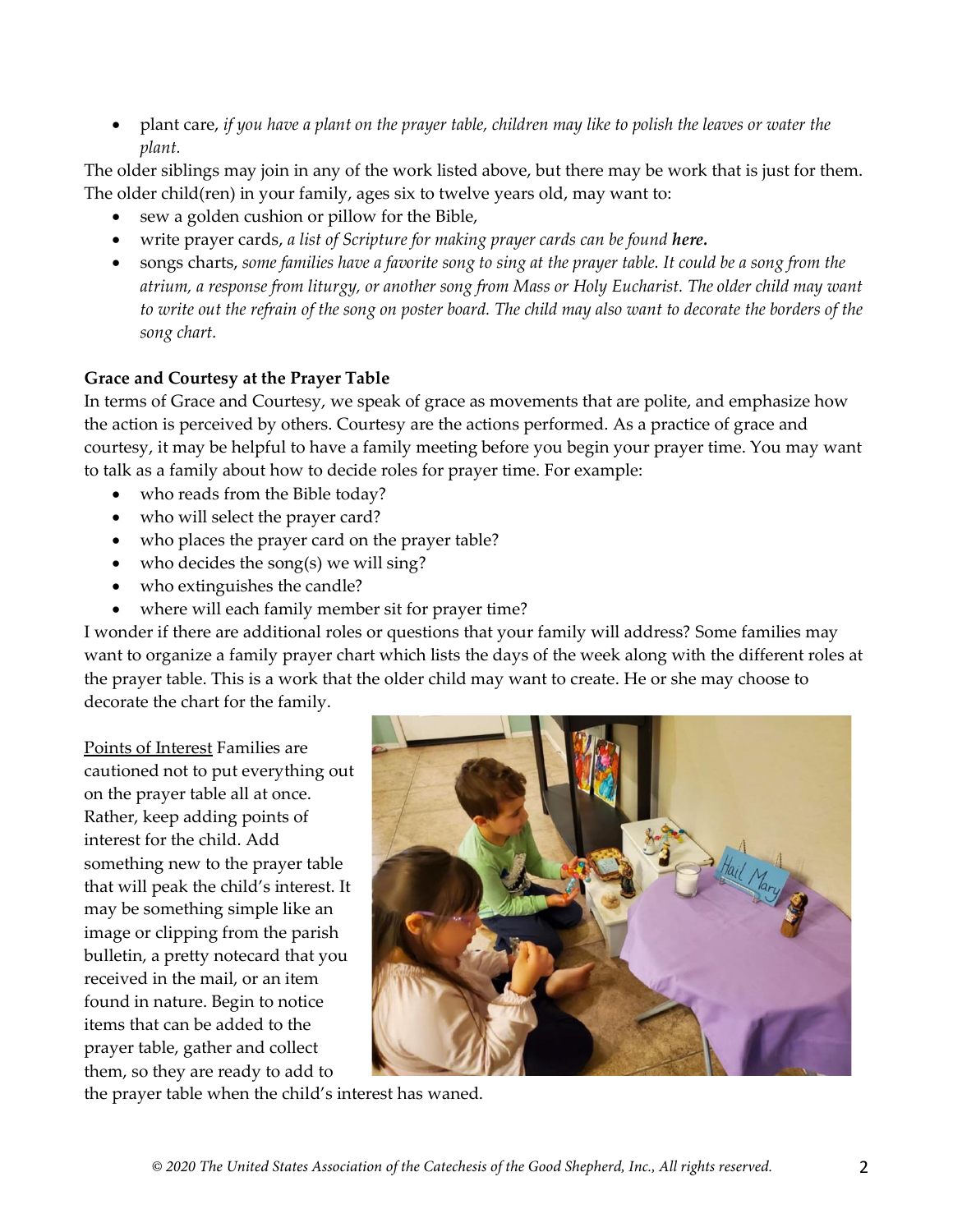- plant care, *if you have a plant on the prayer table, children may like to polish the leaves or water the plant.*

The older siblings may join in any of the work listed above, but there may be work that is just for them. The older child(ren) in your family, ages six to twelve years old, may want to:

- sew a golden cushion or pillow for the Bible,
- write prayer cards, *a list of Scripture for making prayer cards can be found* ***here.***
- songs charts, *some families have a favorite song to sing at the prayer table. It could be a song from the atrium, a response from liturgy, or another song from Mass or Holy Eucharist. The older child may want to write out the refrain of the song on poster board. The child may also want to decorate the borders of the song chart.*

**Grace and Courtesy at the Prayer Table**

In terms of Grace and Courtesy, we speak of grace as movements that are polite, and emphasize how the action is perceived by others. Courtesy are the actions performed. As a practice of grace and courtesy, it may be helpful to have a family meeting before you begin your prayer time. You may want to talk as a family about how to decide roles for prayer time. For example:

- who reads from the Bible today?
- who will select the prayer card?
- who places the prayer card on the prayer table?
- who decides the song(s) we will sing?
- who extinguishes the candle?
- where will each family member sit for prayer time?

I wonder if there are additional roles or questions that your family will address? Some families may want to organize a family prayer chart which lists the days of the week along with the different roles at the prayer table. This is a work that the older child may want to create. He or she may choose to decorate the chart for the family.

<u>Points of Interest</u> Families are cautioned not to put everything out on the prayer table all at once. Rather, keep adding points of interest for the child. Add something new to the prayer table that will peak the child's interest. It may be something simple like an image or clipping from the parish bulletin, a pretty notecard that you received in the mail, or an item found in nature. Begin to notice items that can be added to the prayer table, gather and collect them, so they are ready to add to the prayer table when the child's interest has waned.

© 2020 The United States Association of the Catechesis of the Good Shepherd, Inc., All rights reserved.